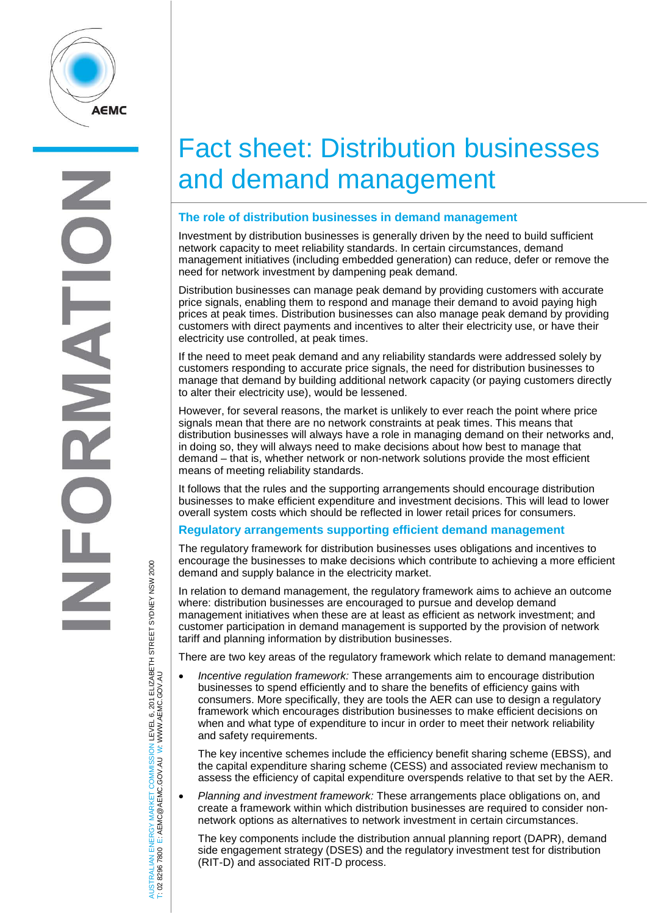# Fact sheet: Distribution businesses and demand management

## The role of distribution businesses in demand management

Investment by distribution businesses is generally driven by the need to build sufficient network capacity to meet reliability standards. In certain circumstances, demand management initiatives (including embedded generation) can reduce, defer or remove the need for network investment by dampening peak demand.

Distribution businesses can manage peak demand by providing customers with accurate price signals, enabling them to respond and manage their demand to avoid paying high prices at peak times. Distribution businesses can also manage peak demand by providing customers with direct payments and incentives to alter their electricity use, or have their electricity use controlled, at peak times.

If the need to meet peak demand and any reliability standards were addressed solely by customers responding to accurate price signals, the need for distribution businesses to manage that demand by building additional network capacity (or paying customers directly to alter their electricity use), would be lessened.

However, for several reasons, the market is unlikely to ever reach the point where price signals mean that there are no network constraints at peak times. This means that distribution businesses will always have a role in managing demand on their networks and, in doing so, they will always need to make decisions about how best to manage that demand – that is, whether network or non-network solutions provide the most efficient means of meeting reliability standards.

It follows that the rules and the supporting arrangements should encourage distribution businesses to make efficient expenditure and investment decisions. This will lead to lower overall system costs which should be reflected in lower retail prices for consumers.

## Regulatory arrangements supporting efficient demand management

The regulatory framework for distribution businesses uses obligations and incentives to encourage the businesses to make decisions which contribute to achieving a more efficient demand and supply balance in the electricity market.

In relation to demand management, the regulatory framework aims to achieve an outcome where: distribution businesses are encouraged to pursue and develop demand management initiatives when these are at least as efficient as network investment; and customer participation in demand management is supported by the provision of network tariff and planning information by distribution businesses.

There are two key areas of the regulatory framework which relate to demand management:

- *Incentive regulation framework:* These arrangements aim to encourage distribution businesses to spend efficiently and to share the benefits of efficiency gains with consumers. More specifically, they are tools the AER can use to design a regulatory framework which encourages distribution businesses to make efficient decisions on when and what type of expenditure to incur in order to meet their network reliability and safety requirements.

  The key incentive schemes include the efficiency benefit sharing scheme (EBSS), and the capital expenditure sharing scheme (CESS) and associated review mechanism to assess the efficiency of capital expenditure overspends relative to that set by the AER.

- *Planning and investment framework:* These arrangements place obligations on, and create a framework within which distribution businesses are required to consider non-network options as alternatives to network investment in certain circumstances.

  The key components include the distribution annual planning report (DAPR), demand side engagement strategy (DSES) and the regulatory investment test for distribution (RIT-D) and associated RIT-D process.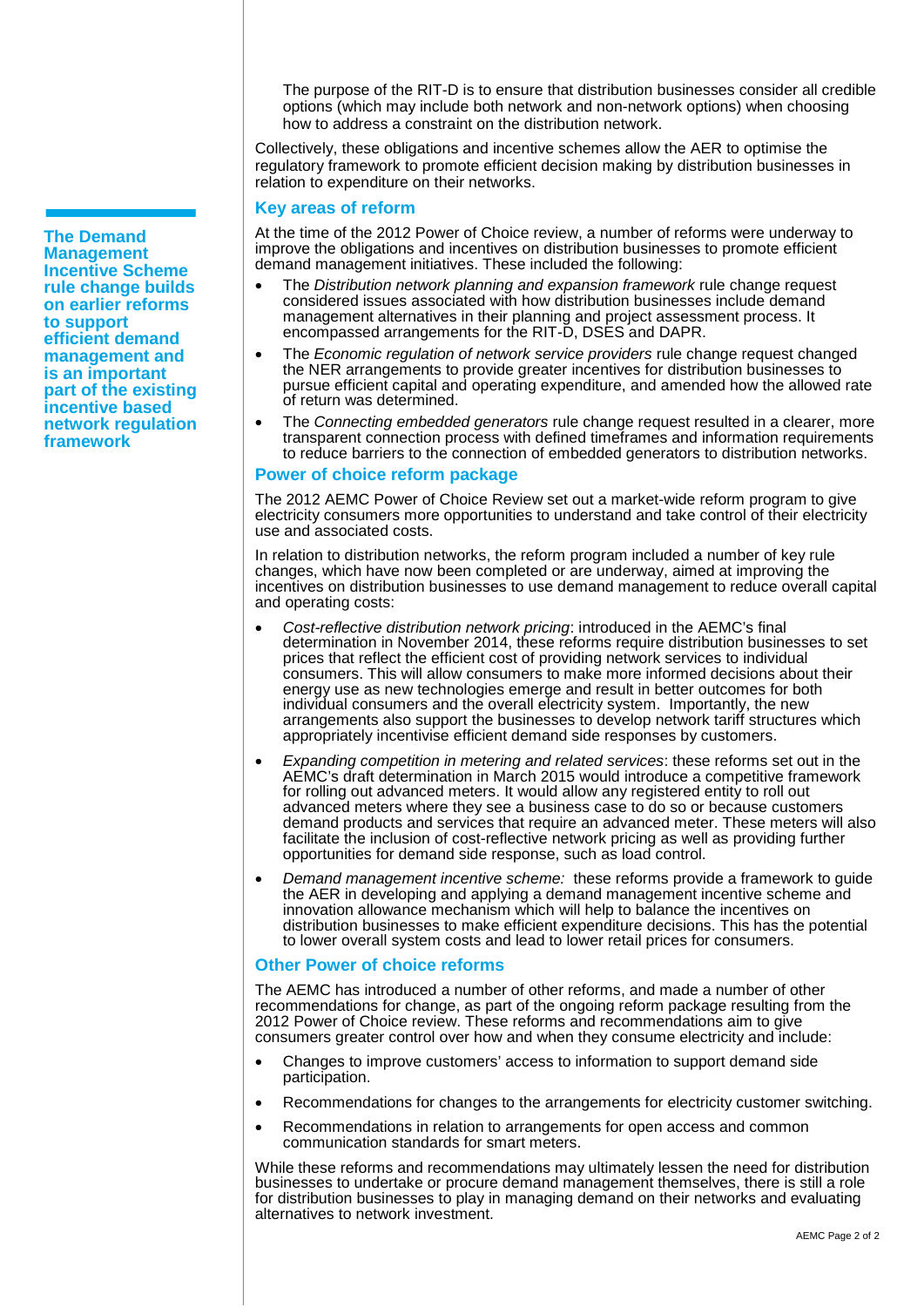The purpose of the RIT-D is to ensure that distribution businesses consider all credible options (which may include both network and non-network options) when choosing how to address a constraint on the distribution network.

Collectively, these obligations and incentive schemes allow the AER to optimise the regulatory framework to promote efficient decision making by distribution businesses in relation to expenditure on their networks.

**The Demand Management Incentive Scheme rule change builds on earlier reforms to support efficient demand management and is an important part of the existing incentive based network regulation framework**

## Key areas of reform

At the time of the 2012 Power of Choice review, a number of reforms were underway to improve the obligations and incentives on distribution businesses to promote efficient demand management initiatives. These included the following:

- The *Distribution network planning and expansion framework* rule change request considered issues associated with how distribution businesses include demand management alternatives in their planning and project assessment process. It encompassed arrangements for the RIT-D, DSES and DAPR.
- The *Economic regulation of network service providers* rule change request changed the NER arrangements to provide greater incentives for distribution businesses to pursue efficient capital and operating expenditure, and amended how the allowed rate of return was determined.
- The *Connecting embedded generators* rule change request resulted in a clearer, more transparent connection process with defined timeframes and information requirements to reduce barriers to the connection of embedded generators to distribution networks.

## Power of choice reform package

The 2012 AEMC Power of Choice Review set out a market-wide reform program to give electricity consumers more opportunities to understand and take control of their electricity use and associated costs.

In relation to distribution networks, the reform program included a number of key rule changes, which have now been completed or are underway, aimed at improving the incentives on distribution businesses to use demand management to reduce overall capital and operating costs:

- *Cost-reflective distribution network pricing*: introduced in the AEMC's final determination in November 2014, these reforms require distribution businesses to set prices that reflect the efficient cost of providing network services to individual consumers. This will allow consumers to make more informed decisions about their energy use as new technologies emerge and result in better outcomes for both individual consumers and the overall electricity system. Importantly, the new arrangements also support the businesses to develop network tariff structures which appropriately incentivise efficient demand side responses by customers.
- *Expanding competition in metering and related services*: these reforms set out in the AEMC's draft determination in March 2015 would introduce a competitive framework for rolling out advanced meters. It would allow any registered entity to roll out advanced meters where they see a business case to do so or because customers demand products and services that require an advanced meter. These meters will also facilitate the inclusion of cost-reflective network pricing as well as providing further opportunities for demand side response, such as load control.
- *Demand management incentive scheme:* these reforms provide a framework to guide the AER in developing and applying a demand management incentive scheme and innovation allowance mechanism which will help to balance the incentives on distribution businesses to make efficient expenditure decisions. This has the potential to lower overall system costs and lead to lower retail prices for consumers.

## Other Power of choice reforms

The AEMC has introduced a number of other reforms, and made a number of other recommendations for change, as part of the ongoing reform package resulting from the 2012 Power of Choice review. These reforms and recommendations aim to give consumers greater control over how and when they consume electricity and include:

- Changes to improve customers' access to information to support demand side participation.
- Recommendations for changes to the arrangements for electricity customer switching.
- Recommendations in relation to arrangements for open access and common communication standards for smart meters.

While these reforms and recommendations may ultimately lessen the need for distribution businesses to undertake or procure demand management themselves, there is still a role for distribution businesses to play in managing demand on their networks and evaluating alternatives to network investment.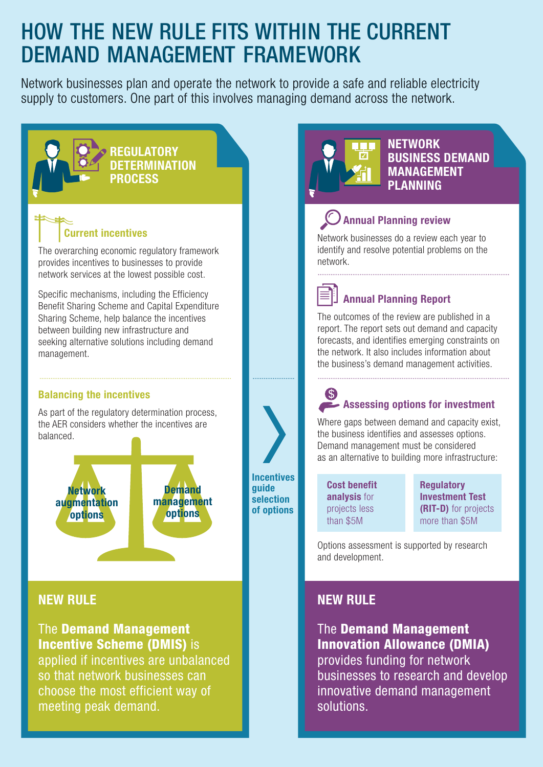# HOW THE NEW RULE FITS WITHIN THE CURRENT DEMAND MANAGEMENT FRAMEWORK

Network businesses plan and operate the network to provide a safe and reliable electricity supply to customers. One part of this involves managing demand across the network.

## REGULATORY DETERMINATION PROCESS

### Current incentives

The overarching economic regulatory framework provides incentives to businesses to provide network services at the lowest possible cost.

Specific mechanisms, including the Efficiency Benefit Sharing Scheme and Capital Expenditure Sharing Scheme, help balance the incentives between building new infrastructure and seeking alternative solutions including demand management.

### Balancing the incentives

As part of the regulatory determination process, the AER considers whether the incentives are balanced.

Network augmentation options

Demand management options

### NEW RULE

The **Demand Management Incentive Scheme (DMIS)** is applied if incentives are unbalanced so that network businesses can choose the most efficient way of meeting peak demand.

**Incentives guide selection of options**

## NETWORK BUSINESS DEMAND MANAGEMENT PLANNING

### Annual Planning review

Network businesses do a review each year to identify and resolve potential problems on the network.

### Annual Planning Report

The outcomes of the review are published in a report. The report sets out demand and capacity forecasts, and identifies emerging constraints on the network. It also includes information about the business's demand management activities.

### Assessing options for investment

Where gaps between demand and capacity exist, the business identifies and assesses options. Demand management must be considered as an alternative to building more infrastructure:

- **Cost benefit analysis** for projects less than $5M
- **Regulatory Investment Test (RIT-D)** for projects more than $5M

Options assessment is supported by research and development.

### NEW RULE

The **Demand Management Innovation Allowance (DMIA)** provides funding for network businesses to research and develop innovative demand management solutions.